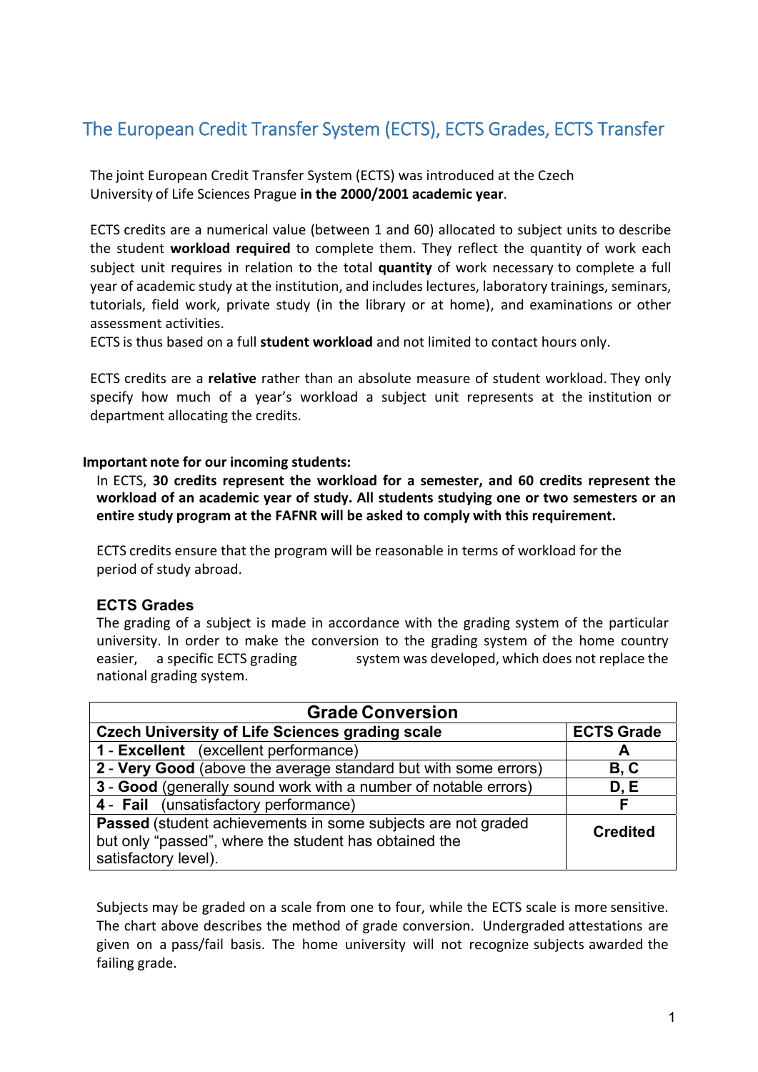# The European Credit Transfer System (ECTS), ECTS Grades, ECTS Transfer

The joint European Credit Transfer System (ECTS) was introduced at the Czech University of Life Sciences Prague **in the 2000/2001 academic year**.

ECTS credits are a numerical value (between 1 and 60) allocated to subject units to describe the student **workload required** to complete them. They reflect the quantity of work each subject unit requires in relation to the total **quantity** of work necessary to complete a full year of academic study at the institution, and includes lectures, laboratory trainings, seminars, tutorials, field work, private study (in the library or at home), and examinations or other assessment activities.
ECTS is thus based on a full **student workload** and not limited to contact hours only.

ECTS credits are a **relative** rather than an absolute measure of student workload. They only specify how much of a year's workload a subject unit represents at the institution or department allocating the credits.

**Important note for our incoming students:**

In ECTS, **30 credits represent the workload for a semester, and 60 credits represent the workload of an academic year of study. All students studying one or two semesters or an entire study program at the FAFNR will be asked to comply with this requirement.**

ECTS credits ensure that the program will be reasonable in terms of workload for the period of study abroad.

### ECTS Grades

The grading of a subject is made in accordance with the grading system of the particular university. In order to make the conversion to the grading system of the home country easier, a specific ECTS grading system was developed, which does not replace the national grading system.

| Grade Conversion | |
|---|---|
| **Czech University of Life Sciences grading scale** | **ECTS Grade** |
| **1 - Excellent** (excellent performance) | **A** |
| **2 - Very Good** (above the average standard but with some errors) | **B, C** |
| **3 - Good** (generally sound work with a number of notable errors) | **D, E** |
| **4 - Fail** (unsatisfactory performance) | **F** |
| **Passed** (student achievements in some subjects are not graded but only "passed", where the student has obtained the satisfactory level). | **Credited** |

Subjects may be graded on a scale from one to four, while the ECTS scale is more sensitive. The chart above describes the method of grade conversion. Undergraded attestations are given on a pass/fail basis. The home university will not recognize subjects awarded the failing grade.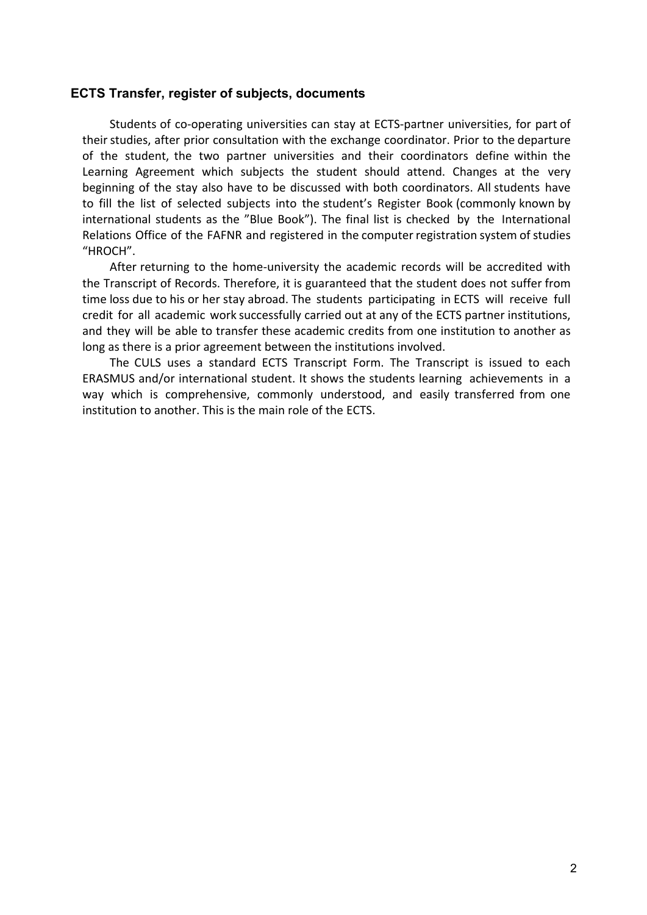## ECTS Transfer, register of subjects, documents

Students of co-operating universities can stay at ECTS-partner universities, for part of their studies, after prior consultation with the exchange coordinator. Prior to the departure of the student, the two partner universities and their coordinators define within the Learning Agreement which subjects the student should attend. Changes at the very beginning of the stay also have to be discussed with both coordinators. All students have to fill the list of selected subjects into the student's Register Book (commonly known by international students as the "Blue Book"). The final list is checked by the International Relations Office of the FAFNR and registered in the computer registration system of studies "HROCH".

After returning to the home-university the academic records will be accredited with the Transcript of Records. Therefore, it is guaranteed that the student does not suffer from time loss due to his or her stay abroad. The students participating in ECTS will receive full credit for all academic work successfully carried out at any of the ECTS partner institutions, and they will be able to transfer these academic credits from one institution to another as long as there is a prior agreement between the institutions involved.

The CULS uses a standard ECTS Transcript Form. The Transcript is issued to each ERASMUS and/or international student. It shows the students learning achievements in a way which is comprehensive, commonly understood, and easily transferred from one institution to another. This is the main role of the ECTS.